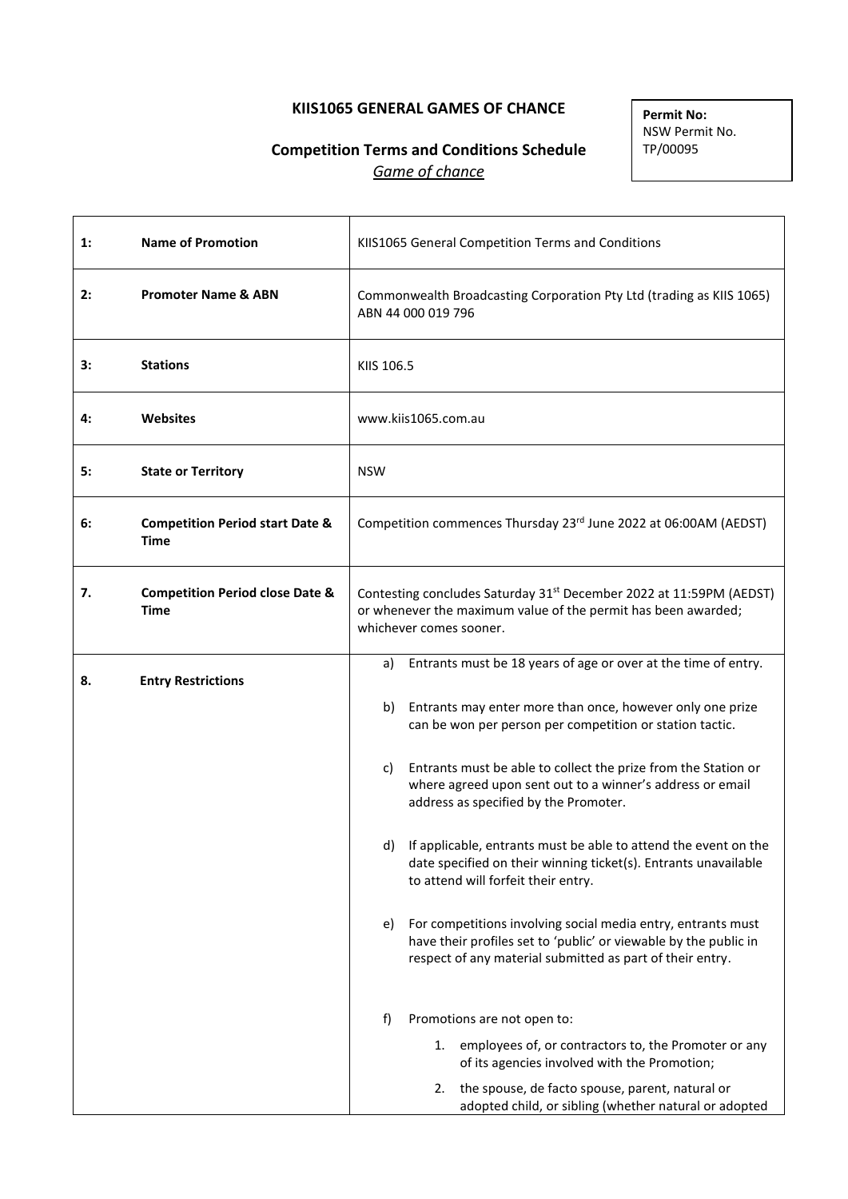**KIIS1065 GENERAL GAMES OF CHANCE**

**Competition Terms and Conditions Schedule**

*Game of chance*

**Permit No:**
NSW Permit No.
TP/00095

| | | |
|---|---|---|
| **1:** | **Name of Promotion** | KIIS1065 General Competition Terms and Conditions |
| **2:** | **Promoter Name & ABN** | Commonwealth Broadcasting Corporation Pty Ltd (trading as KIIS 1065) ABN 44 000 019 796 |
| **3:** | **Stations** | KIIS 106.5 |
| **4:** | **Websites** | www.kiis1065.com.au |
| **5:** | **State or Territory** | NSW |
| **6:** | **Competition Period start Date & Time** | Competition commences Thursday 23rd June 2022 at 06:00AM (AEDST) |
| **7.** | **Competition Period close Date & Time** | Contesting concludes Saturday 31st December 2022 at 11:59PM (AEDST) or whenever the maximum value of the permit has been awarded; whichever comes sooner. |
| **8.** | **Entry Restrictions** | a) Entrants must be 18 years of age or over at the time of entry.<br><br>b) Entrants may enter more than once, however only one prize can be won per person per competition or station tactic.<br><br>c) Entrants must be able to collect the prize from the Station or where agreed upon sent out to a winner's address or email address as specified by the Promoter.<br><br>d) If applicable, entrants must be able to attend the event on the date specified on their winning ticket(s). Entrants unavailable to attend will forfeit their entry.<br><br>e) For competitions involving social media entry, entrants must have their profiles set to 'public' or viewable by the public in respect of any material submitted as part of their entry.<br><br>f) Promotions are not open to:<br>1. employees of, or contractors to, the Promoter or any of its agencies involved with the Promotion;<br>2. the spouse, de facto spouse, parent, natural or adopted child, or sibling (whether natural or adopted |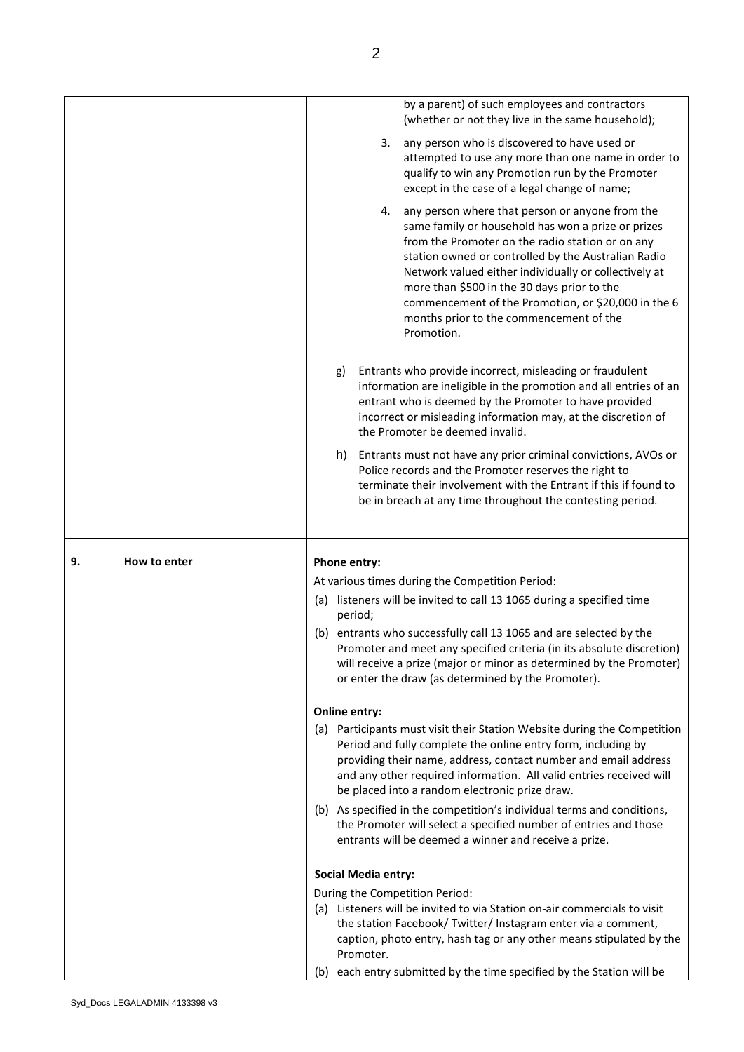| | |
|---|---|
| | by a parent) of such employees and contractors (whether or not they live in the same household);<br><br>3. any person who is discovered to have used or attempted to use any more than one name in order to qualify to win any Promotion run by the Promoter except in the case of a legal change of name;<br><br>4. any person where that person or anyone from the same family or household has won a prize or prizes from the Promoter on the radio station or on any station owned or controlled by the Australian Radio Network valued either individually or collectively at more than $500 in the 30 days prior to the commencement of the Promotion, or $20,000 in the 6 months prior to the commencement of the Promotion.<br><br>g) Entrants who provide incorrect, misleading or fraudulent information are ineligible in the promotion and all entries of an entrant who is deemed by the Promoter to have provided incorrect or misleading information may, at the discretion of the Promoter be deemed invalid.<br><br>h) Entrants must not have any prior criminal convictions, AVOs or Police records and the Promoter reserves the right to terminate their involvement with the Entrant if this if found to be in breach at any time throughout the contesting period. |
| **9. How to enter** | **Phone entry:**<br>At various times during the Competition Period:<br>(a) listeners will be invited to call 13 1065 during a specified time period;<br>(b) entrants who successfully call 13 1065 and are selected by the Promoter and meet any specified criteria (in its absolute discretion) will receive a prize (major or minor as determined by the Promoter) or enter the draw (as determined by the Promoter).<br><br>**Online entry:**<br>(a) Participants must visit their Station Website during the Competition Period and fully complete the online entry form, including by providing their name, address, contact number and email address and any other required information. All valid entries received will be placed into a random electronic prize draw.<br>(b) As specified in the competition's individual terms and conditions, the Promoter will select a specified number of entries and those entrants will be deemed a winner and receive a prize.<br><br>**Social Media entry:**<br>During the Competition Period:<br>(a) Listeners will be invited to via Station on-air commercials to visit the station Facebook/ Twitter/ Instagram enter via a comment, caption, photo entry, hash tag or any other means stipulated by the Promoter.<br>(b) each entry submitted by the time specified by the Station will be |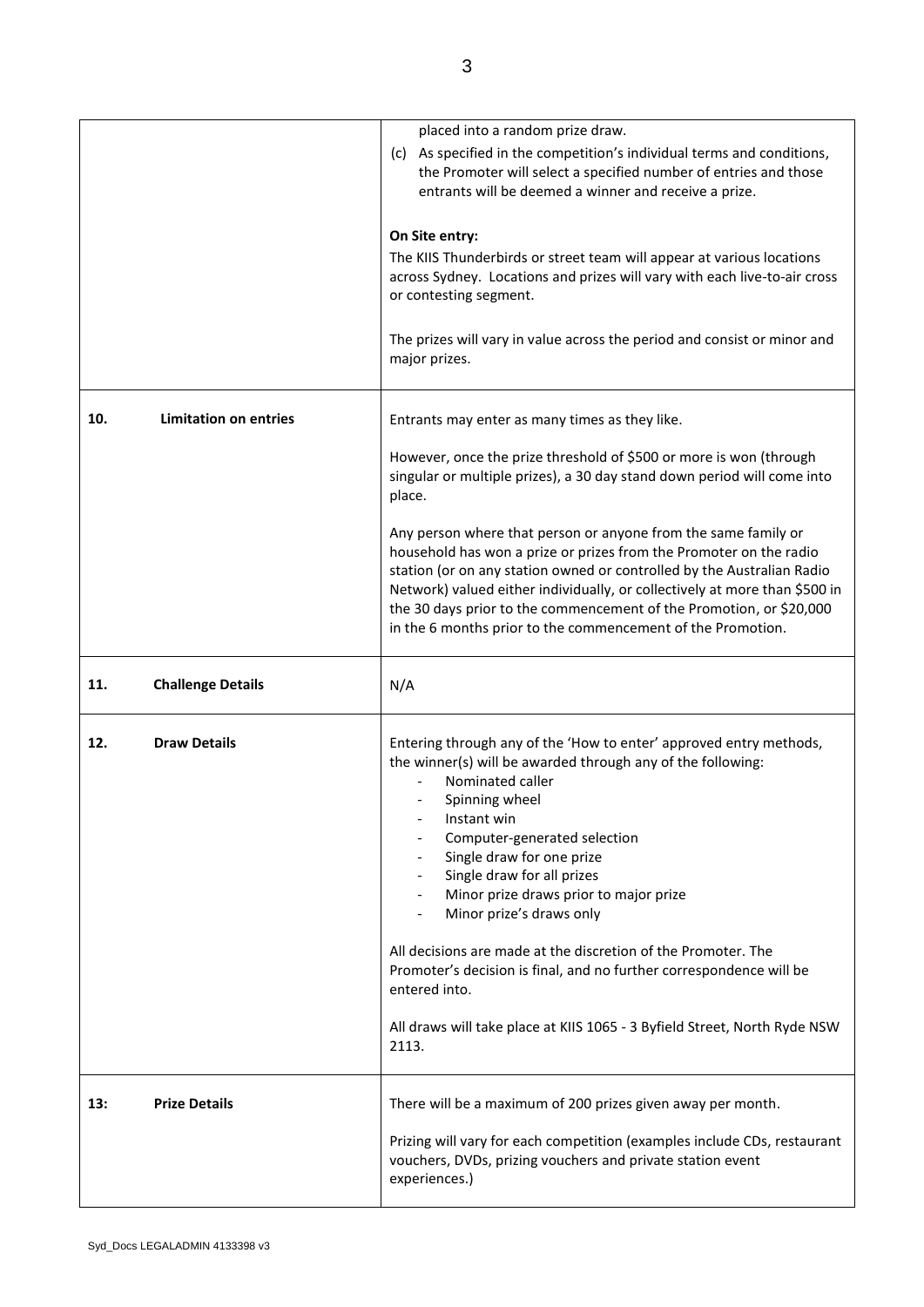| | |
|---|---|
| | placed into a random prize draw.<br>(c) As specified in the competition's individual terms and conditions, the Promoter will select a specified number of entries and those entrants will be deemed a winner and receive a prize.<br><br>**On Site entry:**<br>The KIIS Thunderbirds or street team will appear at various locations across Sydney. Locations and prizes will vary with each live-to-air cross or contesting segment.<br><br>The prizes will vary in value across the period and consist or minor and major prizes. |
| **10. Limitation on entries** | Entrants may enter as many times as they like.<br><br>However, once the prize threshold of $500 or more is won (through singular or multiple prizes), a 30 day stand down period will come into place.<br><br>Any person where that person or anyone from the same family or household has won a prize or prizes from the Promoter on the radio station (or on any station owned or controlled by the Australian Radio Network) valued either individually, or collectively at more than $500 in the 30 days prior to the commencement of the Promotion, or $20,000 in the 6 months prior to the commencement of the Promotion. |
| **11. Challenge Details** | N/A |
| **12. Draw Details** | Entering through any of the 'How to enter' approved entry methods, the winner(s) will be awarded through any of the following:<br>- Nominated caller<br>- Spinning wheel<br>- Instant win<br>- Computer-generated selection<br>- Single draw for one prize<br>- Single draw for all prizes<br>- Minor prize draws prior to major prize<br>- Minor prize's draws only<br><br>All decisions are made at the discretion of the Promoter. The Promoter's decision is final, and no further correspondence will be entered into.<br><br>All draws will take place at KIIS 1065 - 3 Byfield Street, North Ryde NSW 2113. |
| **13: Prize Details** | There will be a maximum of 200 prizes given away per month.<br><br>Prizing will vary for each competition (examples include CDs, restaurant vouchers, DVDs, prizing vouchers and private station event experiences.) |

Syd_Docs LEGALADMIN 4133398 v3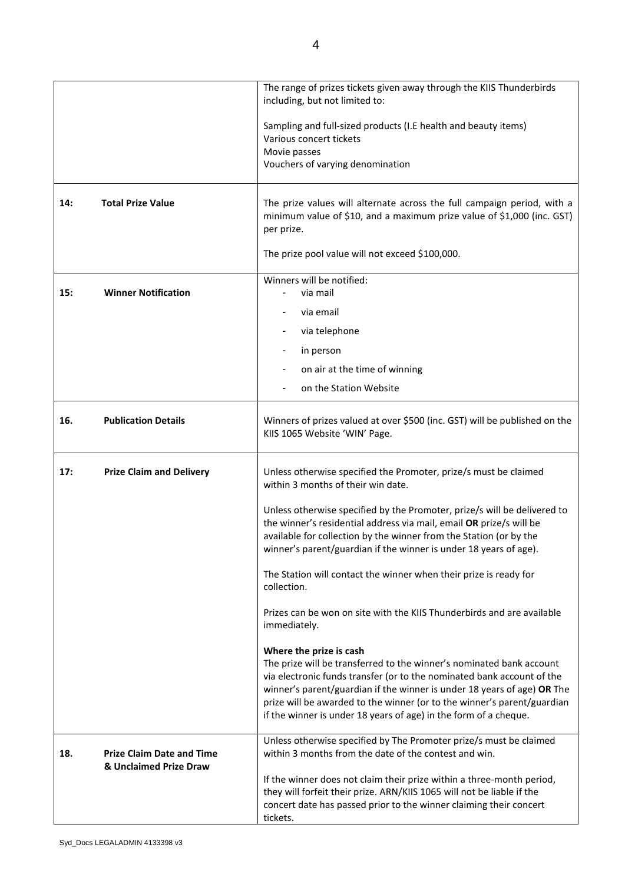| | |
|---|---|
| | The range of prizes tickets given away through the KIIS Thunderbirds including, but not limited to:<br><br>Sampling and full-sized products (I.E health and beauty items)<br>Various concert tickets<br>Movie passes<br>Vouchers of varying denomination |
| **14: Total Prize Value** | The prize values will alternate across the full campaign period, with a minimum value of $10, and a maximum prize value of $1,000 (inc. GST) per prize.<br><br>The prize pool value will not exceed $100,000. |
| **15: Winner Notification** | Winners will be notified:<br>- via mail<br>- via email<br>- via telephone<br>- in person<br>- on air at the time of winning<br>- on the Station Website |
| **16. Publication Details** | Winners of prizes valued at over $500 (inc. GST) will be published on the KIIS 1065 Website 'WIN' Page. |
| **17: Prize Claim and Delivery** | Unless otherwise specified the Promoter, prize/s must be claimed within 3 months of their win date.<br><br>Unless otherwise specified by the Promoter, prize/s will be delivered to the winner's residential address via mail, email **OR** prize/s will be available for collection by the winner from the Station (or by the winner's parent/guardian if the winner is under 18 years of age).<br><br>The Station will contact the winner when their prize is ready for collection.<br><br>Prizes can be won on site with the KIIS Thunderbirds and are available immediately.<br><br>**Where the prize is cash**<br>The prize will be transferred to the winner's nominated bank account via electronic funds transfer (or to the nominated bank account of the winner's parent/guardian if the winner is under 18 years of age) **OR** The prize will be awarded to the winner (or to the winner's parent/guardian if the winner is under 18 years of age) in the form of a cheque. |
| **18. Prize Claim Date and Time & Unclaimed Prize Draw** | Unless otherwise specified by The Promoter prize/s must be claimed within 3 months from the date of the contest and win.<br><br>If the winner does not claim their prize within a three-month period, they will forfeit their prize. ARN/KIIS 1065 will not be liable if the concert date has passed prior to the winner claiming their concert tickets. |

Syd_Docs LEGALADMIN 4133398 v3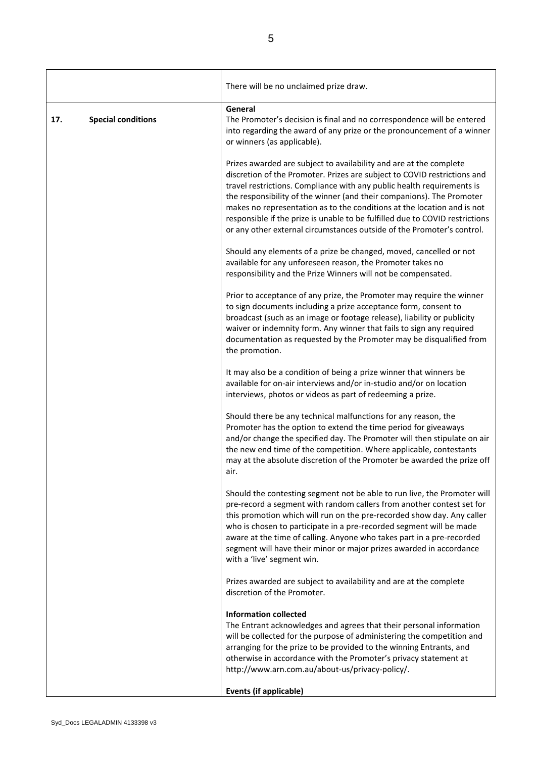| | |
|---|---|
| | There will be no unclaimed prize draw. |
| **17. Special conditions** | **General**<br>The Promoter's decision is final and no correspondence will be entered into regarding the award of any prize or the pronouncement of a winner or winners (as applicable).<br><br>Prizes awarded are subject to availability and are at the complete discretion of the Promoter. Prizes are subject to COVID restrictions and travel restrictions. Compliance with any public health requirements is the responsibility of the winner (and their companions). The Promoter makes no representation as to the conditions at the location and is not responsible if the prize is unable to be fulfilled due to COVID restrictions or any other external circumstances outside of the Promoter's control.<br><br>Should any elements of a prize be changed, moved, cancelled or not available for any unforeseen reason, the Promoter takes no responsibility and the Prize Winners will not be compensated.<br><br>Prior to acceptance of any prize, the Promoter may require the winner to sign documents including a prize acceptance form, consent to broadcast (such as an image or footage release), liability or publicity waiver or indemnity form. Any winner that fails to sign any required documentation as requested by the Promoter may be disqualified from the promotion.<br><br>It may also be a condition of being a prize winner that winners be available for on-air interviews and/or in-studio and/or on location interviews, photos or videos as part of redeeming a prize.<br><br>Should there be any technical malfunctions for any reason, the Promoter has the option to extend the time period for giveaways and/or change the specified day. The Promoter will then stipulate on air the new end time of the competition. Where applicable, contestants may at the absolute discretion of the Promoter be awarded the prize off air.<br><br>Should the contesting segment not be able to run live, the Promoter will pre-record a segment with random callers from another contest set for this promotion which will run on the pre-recorded show day. Any caller who is chosen to participate in a pre-recorded segment will be made aware at the time of calling. Anyone who takes part in a pre-recorded segment will have their minor or major prizes awarded in accordance with a 'live' segment win.<br><br>Prizes awarded are subject to availability and are at the complete discretion of the Promoter.<br><br>**Information collected**<br>The Entrant acknowledges and agrees that their personal information will be collected for the purpose of administering the competition and arranging for the prize to be provided to the winning Entrants, and otherwise in accordance with the Promoter's privacy statement at http://www.arn.com.au/about-us/privacy-policy/.<br><br>**Events (if applicable)** |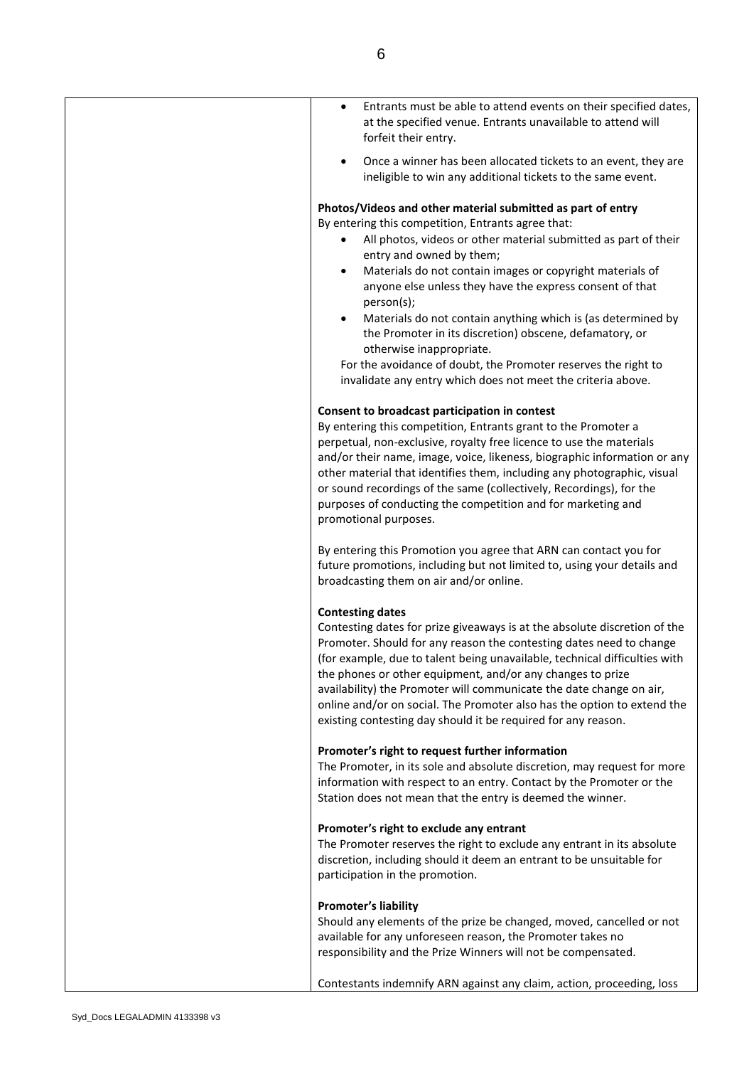- Entrants must be able to attend events on their specified dates, at the specified venue. Entrants unavailable to attend will forfeit their entry.
- Once a winner has been allocated tickets to an event, they are ineligible to win any additional tickets to the same event.

**Photos/Videos and other material submitted as part of entry**

By entering this competition, Entrants agree that:

- All photos, videos or other material submitted as part of their entry and owned by them;
- Materials do not contain images or copyright materials of anyone else unless they have the express consent of that person(s);
- Materials do not contain anything which is (as determined by the Promoter in its discretion) obscene, defamatory, or otherwise inappropriate.

For the avoidance of doubt, the Promoter reserves the right to invalidate any entry which does not meet the criteria above.

**Consent to broadcast participation in contest**

By entering this competition, Entrants grant to the Promoter a perpetual, non-exclusive, royalty free licence to use the materials and/or their name, image, voice, likeness, biographic information or any other material that identifies them, including any photographic, visual or sound recordings of the same (collectively, Recordings), for the purposes of conducting the competition and for marketing and promotional purposes.

By entering this Promotion you agree that ARN can contact you for future promotions, including but not limited to, using your details and broadcasting them on air and/or online.

**Contesting dates**

Contesting dates for prize giveaways is at the absolute discretion of the Promoter. Should for any reason the contesting dates need to change (for example, due to talent being unavailable, technical difficulties with the phones or other equipment, and/or any changes to prize availability) the Promoter will communicate the date change on air, online and/or on social. The Promoter also has the option to extend the existing contesting day should it be required for any reason.

**Promoter's right to request further information**

The Promoter, in its sole and absolute discretion, may request for more information with respect to an entry. Contact by the Promoter or the Station does not mean that the entry is deemed the winner.

**Promoter's right to exclude any entrant**

The Promoter reserves the right to exclude any entrant in its absolute discretion, including should it deem an entrant to be unsuitable for participation in the promotion.

**Promoter's liability**

Should any elements of the prize be changed, moved, cancelled or not available for any unforeseen reason, the Promoter takes no responsibility and the Prize Winners will not be compensated.

Contestants indemnify ARN against any claim, action, proceeding, loss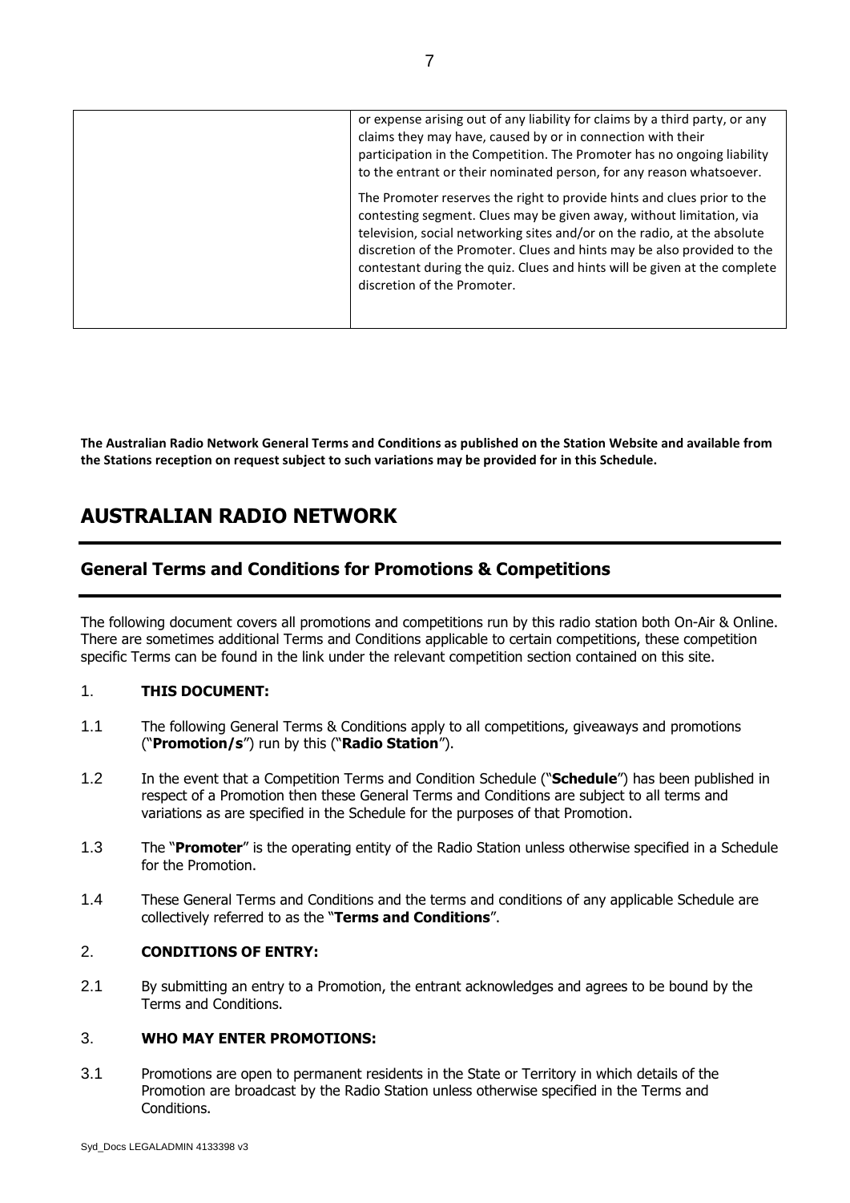| | or expense arising out of any liability for claims by a third party, or any claims they may have, caused by or in connection with their participation in the Competition. The Promoter has no ongoing liability to the entrant or their nominated person, for any reason whatsoever.<br><br>The Promoter reserves the right to provide hints and clues prior to the contesting segment. Clues may be given away, without limitation, via television, social networking sites and/or on the radio, at the absolute discretion of the Promoter. Clues and hints may be also provided to the contestant during the quiz. Clues and hints will be given at the complete discretion of the Promoter. |
|---|---|

**The Australian Radio Network General Terms and Conditions as published on the Station Website and available from the Stations reception on request subject to such variations may be provided for in this Schedule.**

# AUSTRALIAN RADIO NETWORK

## General Terms and Conditions for Promotions & Competitions

The following document covers all promotions and competitions run by this radio station both On-Air & Online. There are sometimes additional Terms and Conditions applicable to certain competitions, these competition specific Terms can be found in the link under the relevant competition section contained on this site.

### 1. THIS DOCUMENT:

1.1 The following General Terms & Conditions apply to all competitions, giveaways and promotions ("**Promotion/s**") run by this ("**Radio Station**").

1.2 In the event that a Competition Terms and Condition Schedule ("**Schedule**") has been published in respect of a Promotion then these General Terms and Conditions are subject to all terms and variations as are specified in the Schedule for the purposes of that Promotion.

1.3 The "**Promoter**" is the operating entity of the Radio Station unless otherwise specified in a Schedule for the Promotion.

1.4 These General Terms and Conditions and the terms and conditions of any applicable Schedule are collectively referred to as the "**Terms and Conditions**".

### 2. CONDITIONS OF ENTRY:

2.1 By submitting an entry to a Promotion, the entrant acknowledges and agrees to be bound by the Terms and Conditions.

### 3. WHO MAY ENTER PROMOTIONS:

3.1 Promotions are open to permanent residents in the State or Territory in which details of the Promotion are broadcast by the Radio Station unless otherwise specified in the Terms and Conditions.

Syd_Docs LEGALADMIN 4133398 v3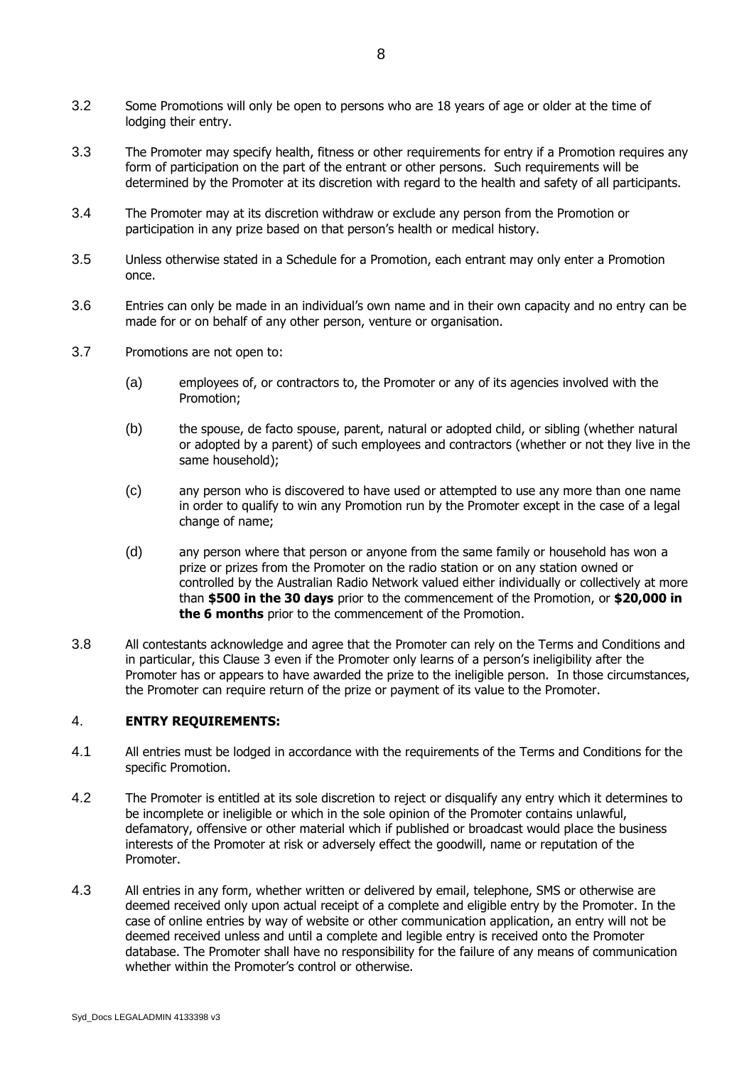3.2 Some Promotions will only be open to persons who are 18 years of age or older at the time of lodging their entry.

3.3 The Promoter may specify health, fitness or other requirements for entry if a Promotion requires any form of participation on the part of the entrant or other persons. Such requirements will be determined by the Promoter at its discretion with regard to the health and safety of all participants.

3.4 The Promoter may at its discretion withdraw or exclude any person from the Promotion or participation in any prize based on that person's health or medical history.

3.5 Unless otherwise stated in a Schedule for a Promotion, each entrant may only enter a Promotion once.

3.6 Entries can only be made in an individual's own name and in their own capacity and no entry can be made for or on behalf of any other person, venture or organisation.

3.7 Promotions are not open to:

(a) employees of, or contractors to, the Promoter or any of its agencies involved with the Promotion;

(b) the spouse, de facto spouse, parent, natural or adopted child, or sibling (whether natural or adopted by a parent) of such employees and contractors (whether or not they live in the same household);

(c) any person who is discovered to have used or attempted to use any more than one name in order to qualify to win any Promotion run by the Promoter except in the case of a legal change of name;

(d) any person where that person or anyone from the same family or household has won a prize or prizes from the Promoter on the radio station or on any station owned or controlled by the Australian Radio Network valued either individually or collectively at more than **$500 in the 30 days** prior to the commencement of the Promotion, or **$20,000 in the 6 months** prior to the commencement of the Promotion.

3.8 All contestants acknowledge and agree that the Promoter can rely on the Terms and Conditions and in particular, this Clause 3 even if the Promoter only learns of a person's ineligibility after the Promoter has or appears to have awarded the prize to the ineligible person. In those circumstances, the Promoter can require return of the prize or payment of its value to the Promoter.

## 4. ENTRY REQUIREMENTS:

4.1 All entries must be lodged in accordance with the requirements of the Terms and Conditions for the specific Promotion.

4.2 The Promoter is entitled at its sole discretion to reject or disqualify any entry which it determines to be incomplete or ineligible or which in the sole opinion of the Promoter contains unlawful, defamatory, offensive or other material which if published or broadcast would place the business interests of the Promoter at risk or adversely effect the goodwill, name or reputation of the Promoter.

4.3 All entries in any form, whether written or delivered by email, telephone, SMS or otherwise are deemed received only upon actual receipt of a complete and eligible entry by the Promoter. In the case of online entries by way of website or other communication application, an entry will not be deemed received unless and until a complete and legible entry is received onto the Promoter database. The Promoter shall have no responsibility for the failure of any means of communication whether within the Promoter's control or otherwise.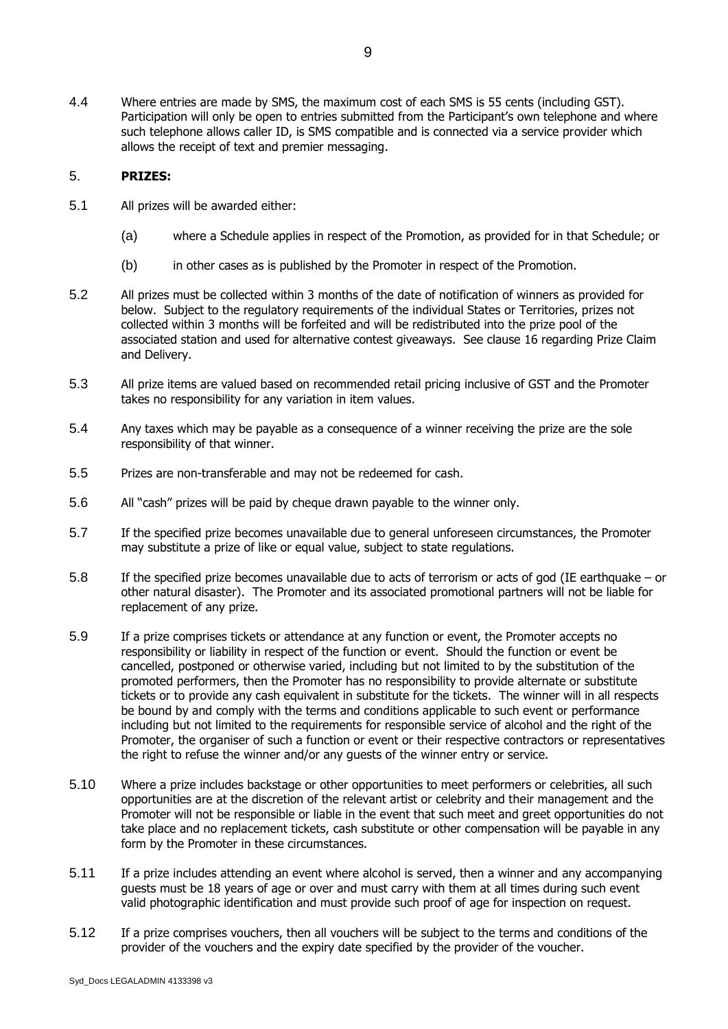4.4 Where entries are made by SMS, the maximum cost of each SMS is 55 cents (including GST). Participation will only be open to entries submitted from the Participant's own telephone and where such telephone allows caller ID, is SMS compatible and is connected via a service provider which allows the receipt of text and premier messaging.

## 5. **PRIZES:**

5.1 All prizes will be awarded either:

(a) where a Schedule applies in respect of the Promotion, as provided for in that Schedule; or

(b) in other cases as is published by the Promoter in respect of the Promotion.

5.2 All prizes must be collected within 3 months of the date of notification of winners as provided for below. Subject to the regulatory requirements of the individual States or Territories, prizes not collected within 3 months will be forfeited and will be redistributed into the prize pool of the associated station and used for alternative contest giveaways. See clause 16 regarding Prize Claim and Delivery.

5.3 All prize items are valued based on recommended retail pricing inclusive of GST and the Promoter takes no responsibility for any variation in item values.

5.4 Any taxes which may be payable as a consequence of a winner receiving the prize are the sole responsibility of that winner.

5.5 Prizes are non-transferable and may not be redeemed for cash.

5.6 All "cash" prizes will be paid by cheque drawn payable to the winner only.

5.7 If the specified prize becomes unavailable due to general unforeseen circumstances, the Promoter may substitute a prize of like or equal value, subject to state regulations.

5.8 If the specified prize becomes unavailable due to acts of terrorism or acts of god (IE earthquake – or other natural disaster). The Promoter and its associated promotional partners will not be liable for replacement of any prize.

5.9 If a prize comprises tickets or attendance at any function or event, the Promoter accepts no responsibility or liability in respect of the function or event. Should the function or event be cancelled, postponed or otherwise varied, including but not limited to by the substitution of the promoted performers, then the Promoter has no responsibility to provide alternate or substitute tickets or to provide any cash equivalent in substitute for the tickets. The winner will in all respects be bound by and comply with the terms and conditions applicable to such event or performance including but not limited to the requirements for responsible service of alcohol and the right of the Promoter, the organiser of such a function or event or their respective contractors or representatives the right to refuse the winner and/or any guests of the winner entry or service.

5.10 Where a prize includes backstage or other opportunities to meet performers or celebrities, all such opportunities are at the discretion of the relevant artist or celebrity and their management and the Promoter will not be responsible or liable in the event that such meet and greet opportunities do not take place and no replacement tickets, cash substitute or other compensation will be payable in any form by the Promoter in these circumstances.

5.11 If a prize includes attending an event where alcohol is served, then a winner and any accompanying guests must be 18 years of age or over and must carry with them at all times during such event valid photographic identification and must provide such proof of age for inspection on request.

5.12 If a prize comprises vouchers, then all vouchers will be subject to the terms and conditions of the provider of the vouchers and the expiry date specified by the provider of the voucher.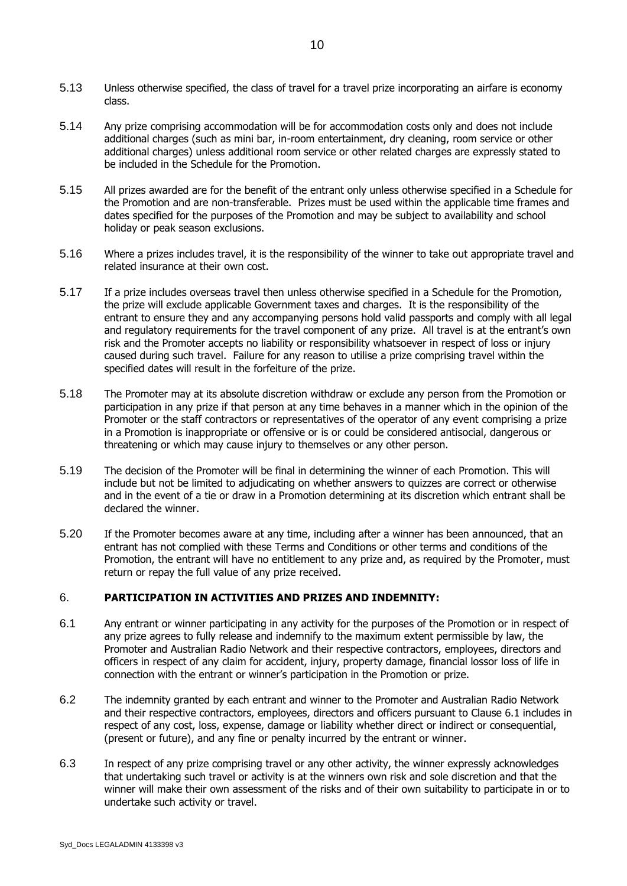5.13 Unless otherwise specified, the class of travel for a travel prize incorporating an airfare is economy class.

5.14 Any prize comprising accommodation will be for accommodation costs only and does not include additional charges (such as mini bar, in-room entertainment, dry cleaning, room service or other additional charges) unless additional room service or other related charges are expressly stated to be included in the Schedule for the Promotion.

5.15 All prizes awarded are for the benefit of the entrant only unless otherwise specified in a Schedule for the Promotion and are non-transferable. Prizes must be used within the applicable time frames and dates specified for the purposes of the Promotion and may be subject to availability and school holiday or peak season exclusions.

5.16 Where a prizes includes travel, it is the responsibility of the winner to take out appropriate travel and related insurance at their own cost.

5.17 If a prize includes overseas travel then unless otherwise specified in a Schedule for the Promotion, the prize will exclude applicable Government taxes and charges. It is the responsibility of the entrant to ensure they and any accompanying persons hold valid passports and comply with all legal and regulatory requirements for the travel component of any prize. All travel is at the entrant's own risk and the Promoter accepts no liability or responsibility whatsoever in respect of loss or injury caused during such travel. Failure for any reason to utilise a prize comprising travel within the specified dates will result in the forfeiture of the prize.

5.18 The Promoter may at its absolute discretion withdraw or exclude any person from the Promotion or participation in any prize if that person at any time behaves in a manner which in the opinion of the Promoter or the staff contractors or representatives of the operator of any event comprising a prize in a Promotion is inappropriate or offensive or is or could be considered antisocial, dangerous or threatening or which may cause injury to themselves or any other person.

5.19 The decision of the Promoter will be final in determining the winner of each Promotion. This will include but not be limited to adjudicating on whether answers to quizzes are correct or otherwise and in the event of a tie or draw in a Promotion determining at its discretion which entrant shall be declared the winner.

5.20 If the Promoter becomes aware at any time, including after a winner has been announced, that an entrant has not complied with these Terms and Conditions or other terms and conditions of the Promotion, the entrant will have no entitlement to any prize and, as required by the Promoter, must return or repay the full value of any prize received.

## 6. **PARTICIPATION IN ACTIVITIES AND PRIZES AND INDEMNITY:**

6.1 Any entrant or winner participating in any activity for the purposes of the Promotion or in respect of any prize agrees to fully release and indemnify to the maximum extent permissible by law, the Promoter and Australian Radio Network and their respective contractors, employees, directors and officers in respect of any claim for accident, injury, property damage, financial lossor loss of life in connection with the entrant or winner's participation in the Promotion or prize.

6.2 The indemnity granted by each entrant and winner to the Promoter and Australian Radio Network and their respective contractors, employees, directors and officers pursuant to Clause 6.1 includes in respect of any cost, loss, expense, damage or liability whether direct or indirect or consequential, (present or future), and any fine or penalty incurred by the entrant or winner.

6.3 In respect of any prize comprising travel or any other activity, the winner expressly acknowledges that undertaking such travel or activity is at the winners own risk and sole discretion and that the winner will make their own assessment of the risks and of their own suitability to participate in or to undertake such activity or travel.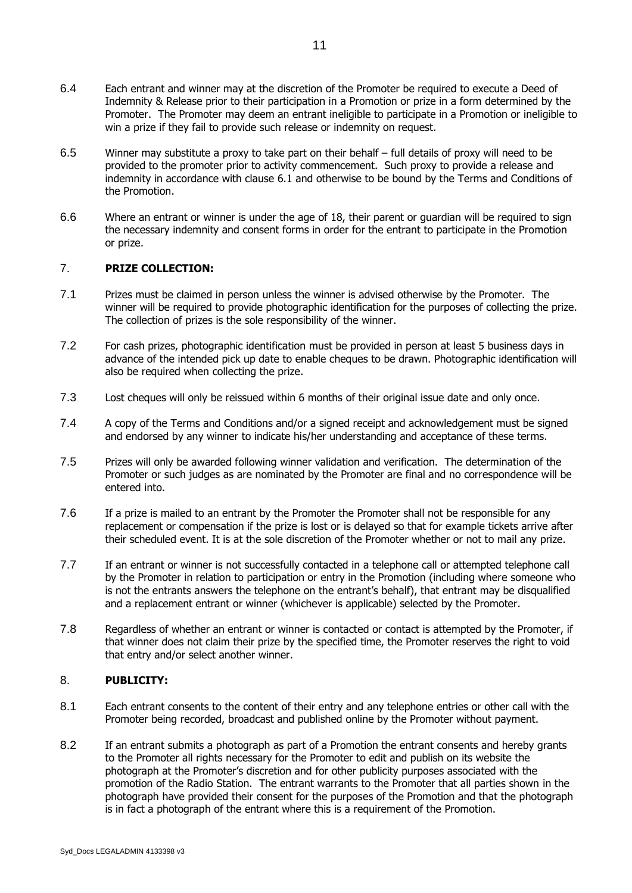6.4 Each entrant and winner may at the discretion of the Promoter be required to execute a Deed of Indemnity & Release prior to their participation in a Promotion or prize in a form determined by the Promoter. The Promoter may deem an entrant ineligible to participate in a Promotion or ineligible to win a prize if they fail to provide such release or indemnity on request.

6.5 Winner may substitute a proxy to take part on their behalf – full details of proxy will need to be provided to the promoter prior to activity commencement. Such proxy to provide a release and indemnity in accordance with clause 6.1 and otherwise to be bound by the Terms and Conditions of the Promotion.

6.6 Where an entrant or winner is under the age of 18, their parent or guardian will be required to sign the necessary indemnity and consent forms in order for the entrant to participate in the Promotion or prize.

## 7. **PRIZE COLLECTION:**

7.1 Prizes must be claimed in person unless the winner is advised otherwise by the Promoter. The winner will be required to provide photographic identification for the purposes of collecting the prize. The collection of prizes is the sole responsibility of the winner.

7.2 For cash prizes, photographic identification must be provided in person at least 5 business days in advance of the intended pick up date to enable cheques to be drawn. Photographic identification will also be required when collecting the prize.

7.3 Lost cheques will only be reissued within 6 months of their original issue date and only once.

7.4 A copy of the Terms and Conditions and/or a signed receipt and acknowledgement must be signed and endorsed by any winner to indicate his/her understanding and acceptance of these terms.

7.5 Prizes will only be awarded following winner validation and verification. The determination of the Promoter or such judges as are nominated by the Promoter are final and no correspondence will be entered into.

7.6 If a prize is mailed to an entrant by the Promoter the Promoter shall not be responsible for any replacement or compensation if the prize is lost or is delayed so that for example tickets arrive after their scheduled event. It is at the sole discretion of the Promoter whether or not to mail any prize.

7.7 If an entrant or winner is not successfully contacted in a telephone call or attempted telephone call by the Promoter in relation to participation or entry in the Promotion (including where someone who is not the entrants answers the telephone on the entrant's behalf), that entrant may be disqualified and a replacement entrant or winner (whichever is applicable) selected by the Promoter.

7.8 Regardless of whether an entrant or winner is contacted or contact is attempted by the Promoter, if that winner does not claim their prize by the specified time, the Promoter reserves the right to void that entry and/or select another winner.

## 8. **PUBLICITY:**

8.1 Each entrant consents to the content of their entry and any telephone entries or other call with the Promoter being recorded, broadcast and published online by the Promoter without payment.

8.2 If an entrant submits a photograph as part of a Promotion the entrant consents and hereby grants to the Promoter all rights necessary for the Promoter to edit and publish on its website the photograph at the Promoter's discretion and for other publicity purposes associated with the promotion of the Radio Station. The entrant warrants to the Promoter that all parties shown in the photograph have provided their consent for the purposes of the Promotion and that the photograph is in fact a photograph of the entrant where this is a requirement of the Promotion.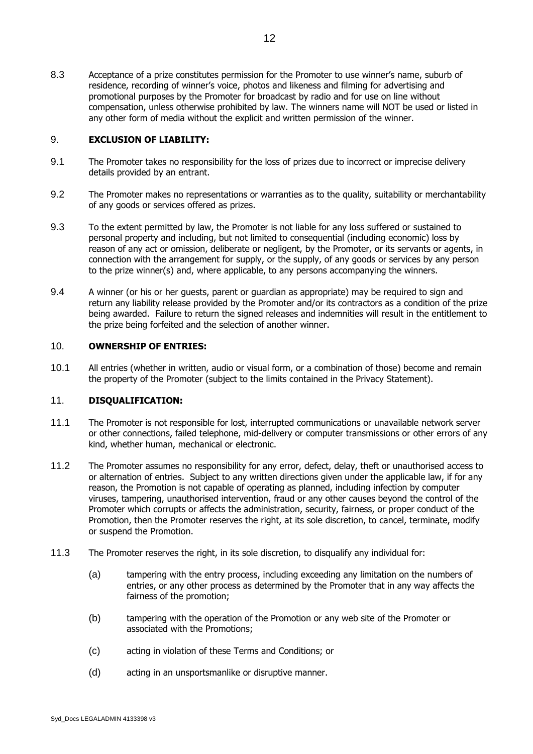8.3 Acceptance of a prize constitutes permission for the Promoter to use winner's name, suburb of residence, recording of winner's voice, photos and likeness and filming for advertising and promotional purposes by the Promoter for broadcast by radio and for use on line without compensation, unless otherwise prohibited by law. The winners name will NOT be used or listed in any other form of media without the explicit and written permission of the winner.

## 9. EXCLUSION OF LIABILITY:

9.1 The Promoter takes no responsibility for the loss of prizes due to incorrect or imprecise delivery details provided by an entrant.

9.2 The Promoter makes no representations or warranties as to the quality, suitability or merchantability of any goods or services offered as prizes.

9.3 To the extent permitted by law, the Promoter is not liable for any loss suffered or sustained to personal property and including, but not limited to consequential (including economic) loss by reason of any act or omission, deliberate or negligent, by the Promoter, or its servants or agents, in connection with the arrangement for supply, or the supply, of any goods or services by any person to the prize winner(s) and, where applicable, to any persons accompanying the winners.

9.4 A winner (or his or her guests, parent or guardian as appropriate) may be required to sign and return any liability release provided by the Promoter and/or its contractors as a condition of the prize being awarded. Failure to return the signed releases and indemnities will result in the entitlement to the prize being forfeited and the selection of another winner.

## 10. OWNERSHIP OF ENTRIES:

10.1 All entries (whether in written, audio or visual form, or a combination of those) become and remain the property of the Promoter (subject to the limits contained in the Privacy Statement).

## 11. DISQUALIFICATION:

11.1 The Promoter is not responsible for lost, interrupted communications or unavailable network server or other connections, failed telephone, mid-delivery or computer transmissions or other errors of any kind, whether human, mechanical or electronic.

11.2 The Promoter assumes no responsibility for any error, defect, delay, theft or unauthorised access to or alternation of entries. Subject to any written directions given under the applicable law, if for any reason, the Promotion is not capable of operating as planned, including infection by computer viruses, tampering, unauthorised intervention, fraud or any other causes beyond the control of the Promoter which corrupts or affects the administration, security, fairness, or proper conduct of the Promotion, then the Promoter reserves the right, at its sole discretion, to cancel, terminate, modify or suspend the Promotion.

11.3 The Promoter reserves the right, in its sole discretion, to disqualify any individual for:

(a) tampering with the entry process, including exceeding any limitation on the numbers of entries, or any other process as determined by the Promoter that in any way affects the fairness of the promotion;

(b) tampering with the operation of the Promotion or any web site of the Promoter or associated with the Promotions;

(c) acting in violation of these Terms and Conditions; or

(d) acting in an unsportsmanlike or disruptive manner.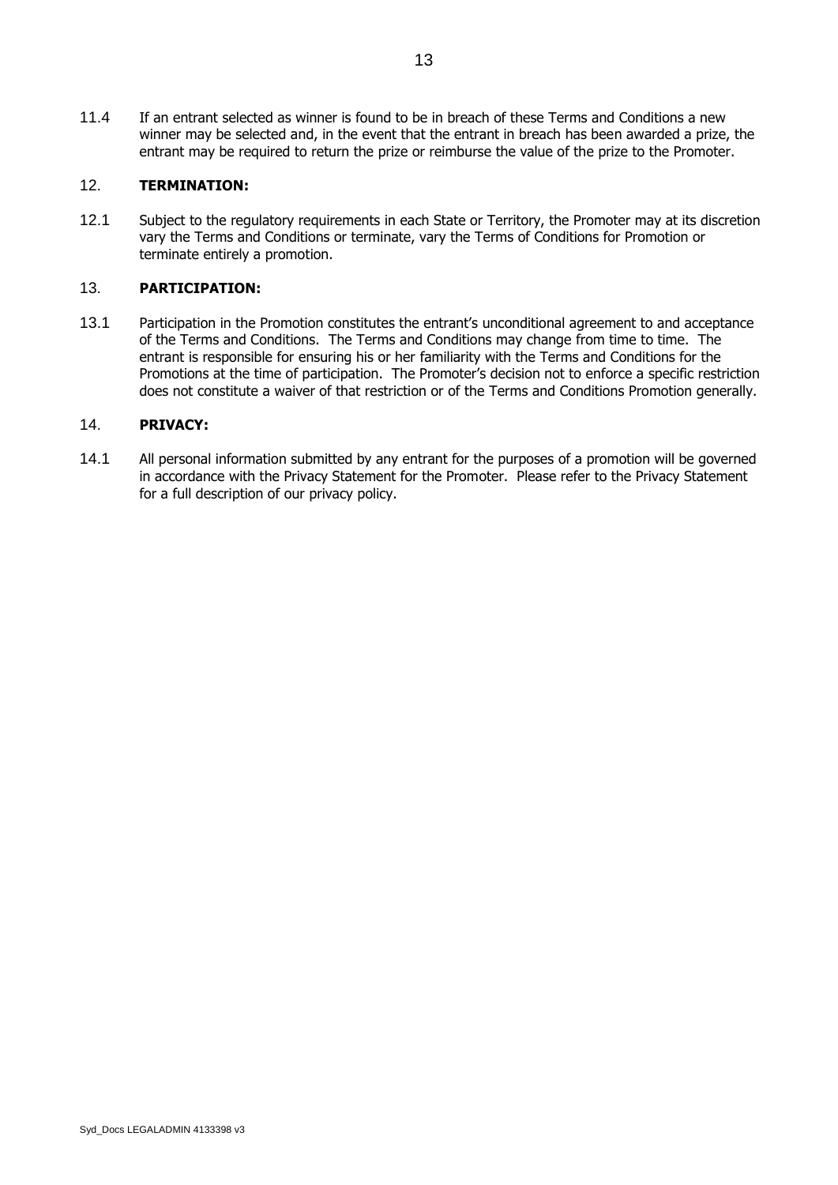11.4 If an entrant selected as winner is found to be in breach of these Terms and Conditions a new winner may be selected and, in the event that the entrant in breach has been awarded a prize, the entrant may be required to return the prize or reimburse the value of the prize to the Promoter.

## 12. TERMINATION:

12.1 Subject to the regulatory requirements in each State or Territory, the Promoter may at its discretion vary the Terms and Conditions or terminate, vary the Terms of Conditions for Promotion or terminate entirely a promotion.

## 13. PARTICIPATION:

13.1 Participation in the Promotion constitutes the entrant's unconditional agreement to and acceptance of the Terms and Conditions. The Terms and Conditions may change from time to time. The entrant is responsible for ensuring his or her familiarity with the Terms and Conditions for the Promotions at the time of participation. The Promoter's decision not to enforce a specific restriction does not constitute a waiver of that restriction or of the Terms and Conditions Promotion generally.

## 14. PRIVACY:

14.1 All personal information submitted by any entrant for the purposes of a promotion will be governed in accordance with the Privacy Statement for the Promoter. Please refer to the Privacy Statement for a full description of our privacy policy.

Syd_Docs LEGALADMIN 4133398 v3